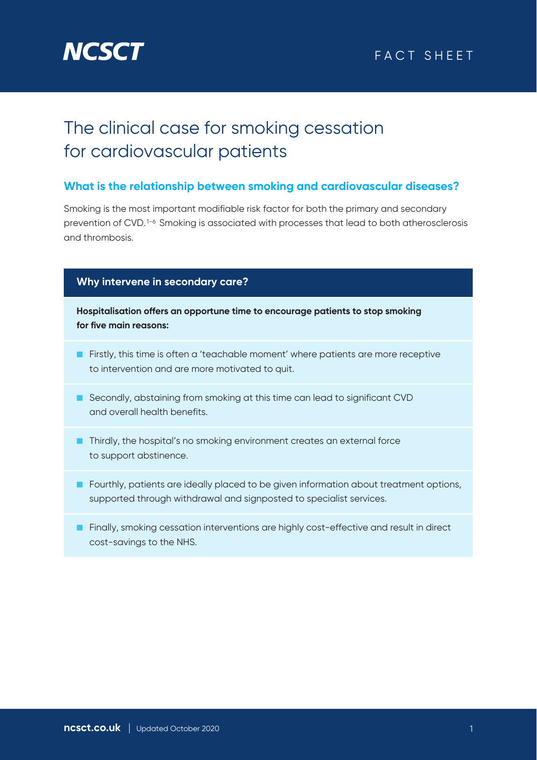NCSCT

FACT SHEET

# The clinical case for smoking cessation for cardiovascular patients

## What is the relationship between smoking and cardiovascular diseases?

Smoking is the most important modifiable risk factor for both the primary and secondary prevention of CVD.[1–6] Smoking is associated with processes that lead to both atherosclerosis and thrombosis.

### Why intervene in secondary care?

**Hospitalisation offers an opportune time to encourage patients to stop smoking for five main reasons:**

- Firstly, this time is often a 'teachable moment' where patients are more receptive to intervention and are more motivated to quit.
- Secondly, abstaining from smoking at this time can lead to significant CVD and overall health benefits.
- Thirdly, the hospital's no smoking environment creates an external force to support abstinence.
- Fourthly, patients are ideally placed to be given information about treatment options, supported through withdrawal and signposted to specialist services.
- Finally, smoking cessation interventions are highly cost-effective and result in direct cost-savings to the NHS.

ncsct.co.uk | Updated October 2020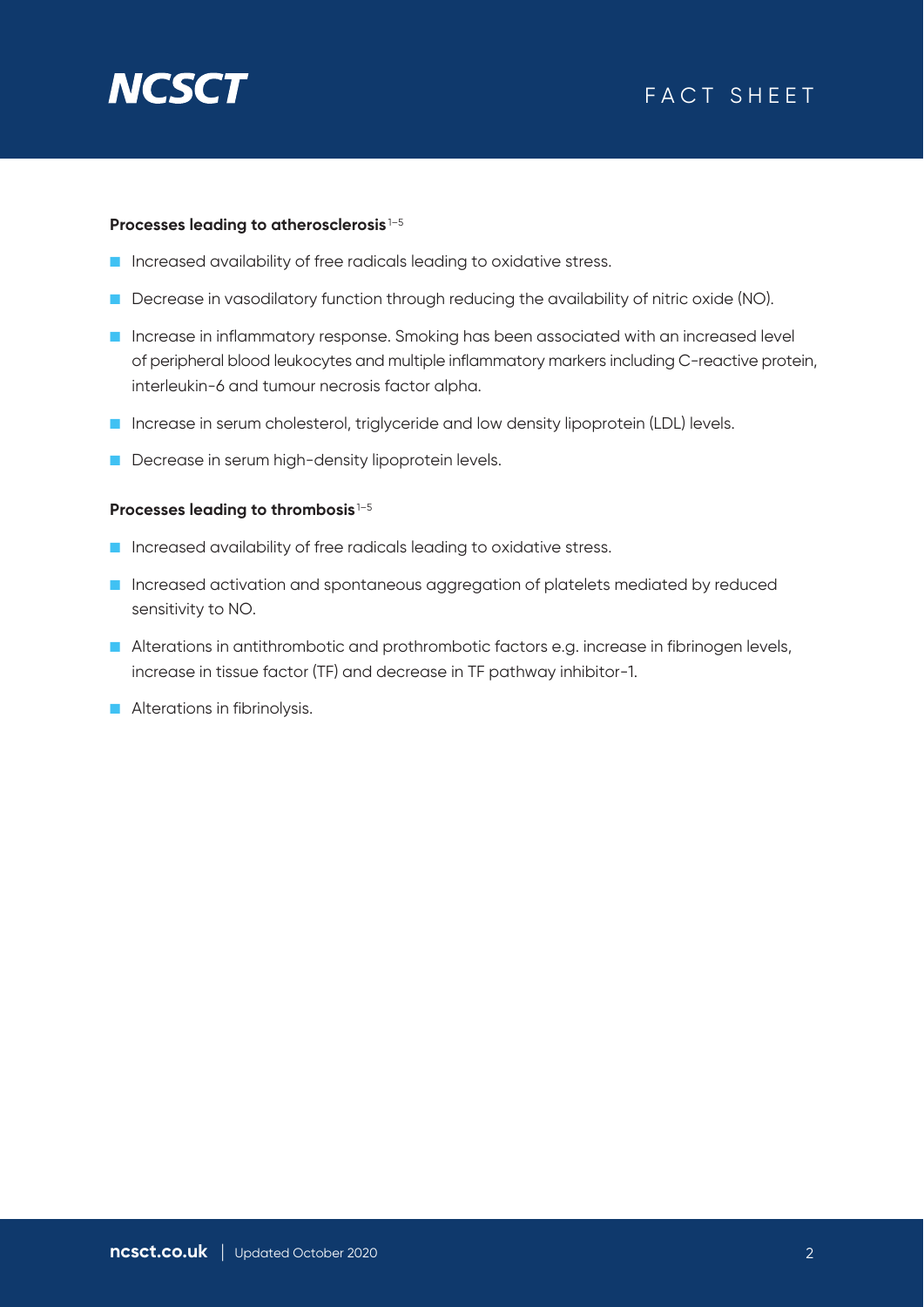**Processes leading to atherosclerosis**[1–5]

- Increased availability of free radicals leading to oxidative stress.
- Decrease in vasodilatory function through reducing the availability of nitric oxide (NO).
- Increase in inflammatory response. Smoking has been associated with an increased level of peripheral blood leukocytes and multiple inflammatory markers including C-reactive protein, interleukin-6 and tumour necrosis factor alpha.
- Increase in serum cholesterol, triglyceride and low density lipoprotein (LDL) levels.
- Decrease in serum high-density lipoprotein levels.

**Processes leading to thrombosis**[1–5]

- Increased availability of free radicals leading to oxidative stress.
- Increased activation and spontaneous aggregation of platelets mediated by reduced sensitivity to NO.
- Alterations in antithrombotic and prothrombotic factors e.g. increase in fibrinogen levels, increase in tissue factor (TF) and decrease in TF pathway inhibitor-1.
- Alterations in fibrinolysis.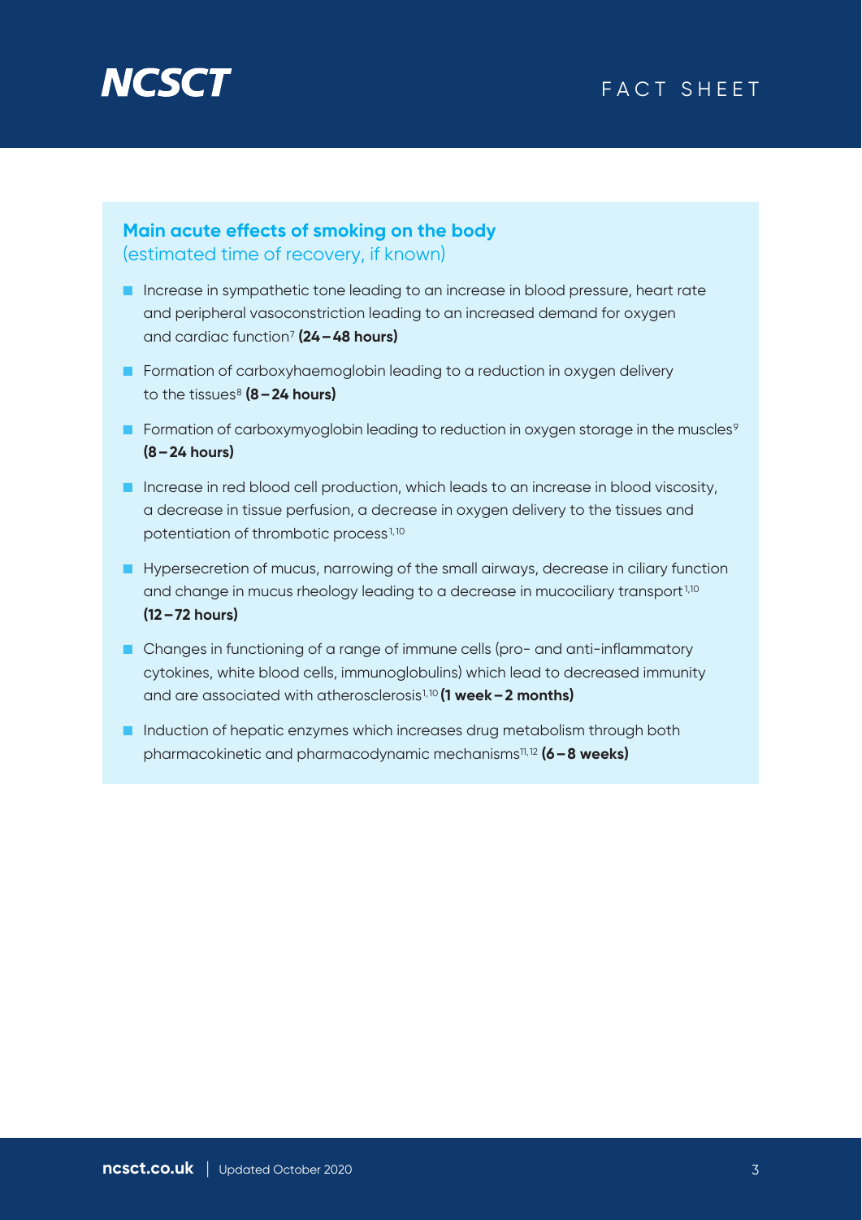### Main acute effects of smoking on the body

(estimated time of recovery, if known)

- Increase in sympathetic tone leading to an increase in blood pressure, heart rate and peripheral vasoconstriction leading to an increased demand for oxygen and cardiac function[7] **(24 – 48 hours)**
- Formation of carboxyhaemoglobin leading to a reduction in oxygen delivery to the tissues[8] **(8 – 24 hours)**
- Formation of carboxymyoglobin leading to reduction in oxygen storage in the muscles[9] **(8 – 24 hours)**
- Increase in red blood cell production, which leads to an increase in blood viscosity, a decrease in tissue perfusion, a decrease in oxygen delivery to the tissues and potentiation of thrombotic process[1,10]
- Hypersecretion of mucus, narrowing of the small airways, decrease in ciliary function and change in mucus rheology leading to a decrease in mucociliary transport[1,10] **(12 – 72 hours)**
- Changes in functioning of a range of immune cells (pro- and anti-inflammatory cytokines, white blood cells, immunoglobulins) which lead to decreased immunity and are associated with atherosclerosis[1,10] **(1 week – 2 months)**
- Induction of hepatic enzymes which increases drug metabolism through both pharmacokinetic and pharmacodynamic mechanisms[11,12] **(6 – 8 weeks)**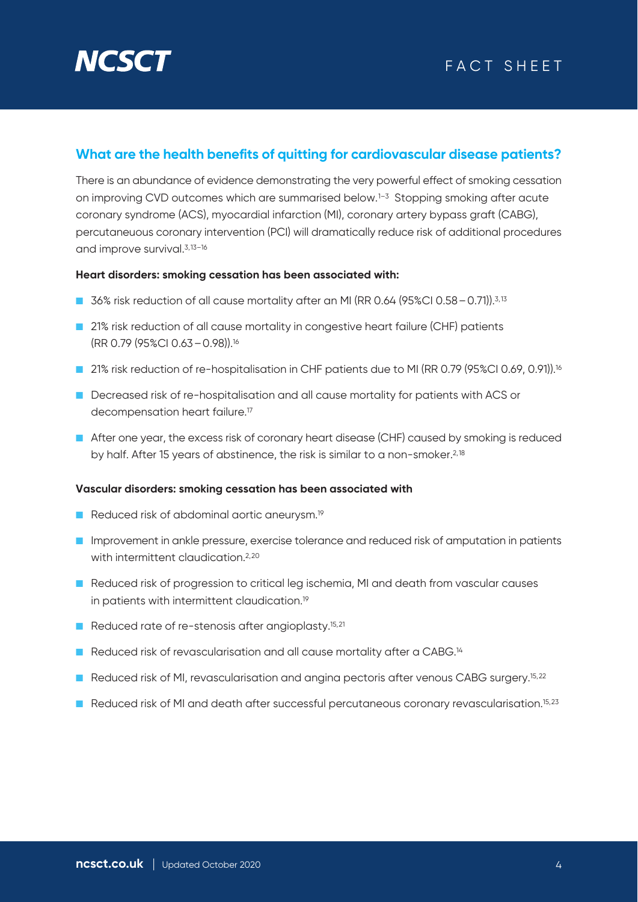## What are the health benefits of quitting for cardiovascular disease patients?

There is an abundance of evidence demonstrating the very powerful effect of smoking cessation on improving CVD outcomes which are summarised below.[1–3] Stopping smoking after acute coronary syndrome (ACS), myocardial infarction (MI), coronary artery bypass graft (CABG), percutaneous coronary intervention (PCI) will dramatically reduce risk of additional procedures and improve survival.[3,13–16]

**Heart disorders: smoking cessation has been associated with:**

- 36% risk reduction of all cause mortality after an MI (RR 0.64 (95%CI 0.58 – 0.71)).[3,13]
- 21% risk reduction of all cause mortality in congestive heart failure (CHF) patients (RR 0.79 (95%CI 0.63 – 0.98)).[16]
- 21% risk reduction of re-hospitalisation in CHF patients due to MI (RR 0.79 (95%CI 0.69, 0.91)).[16]
- Decreased risk of re-hospitalisation and all cause mortality for patients with ACS or decompensation heart failure.[17]
- After one year, the excess risk of coronary heart disease (CHF) caused by smoking is reduced by half. After 15 years of abstinence, the risk is similar to a non-smoker.[2,18]

**Vascular disorders: smoking cessation has been associated with**

- Reduced risk of abdominal aortic aneurysm.[19]
- Improvement in ankle pressure, exercise tolerance and reduced risk of amputation in patients with intermittent claudication.[2,20]
- Reduced risk of progression to critical leg ischemia, MI and death from vascular causes in patients with intermittent claudication.[19]
- Reduced rate of re-stenosis after angioplasty.[15,21]
- Reduced risk of revascularisation and all cause mortality after a CABG.[14]
- Reduced risk of MI, revascularisation and angina pectoris after venous CABG surgery.[15,22]
- Reduced risk of MI and death after successful percutaneous coronary revascularisation.[15,23]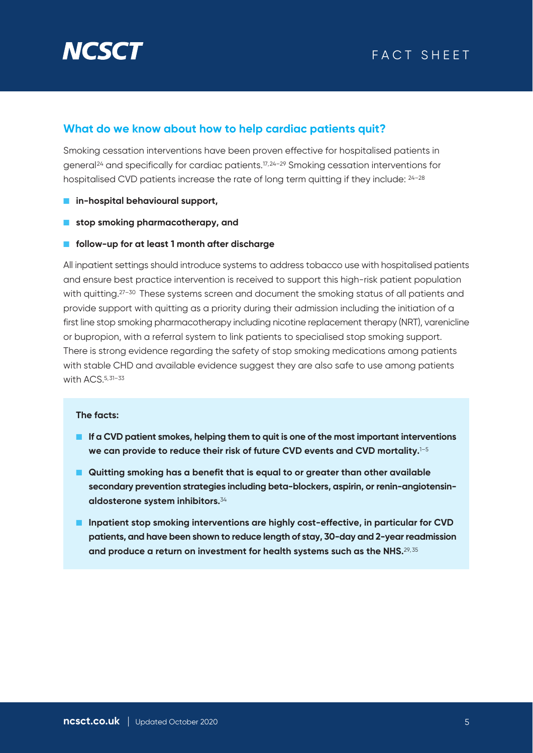## What do we know about how to help cardiac patients quit?

Smoking cessation interventions have been proven effective for hospitalised patients in general[24] and specifically for cardiac patients.[17,24–29] Smoking cessation interventions for hospitalised CVD patients increase the rate of long term quitting if they include: [24–28]

- **in-hospital behavioural support,**
- **stop smoking pharmacotherapy, and**
- **follow-up for at least 1 month after discharge**

All inpatient settings should introduce systems to address tobacco use with hospitalised patients and ensure best practice intervention is received to support this high-risk patient population with quitting.[27–30] These systems screen and document the smoking status of all patients and provide support with quitting as a priority during their admission including the initiation of a first line stop smoking pharmacotherapy including nicotine replacement therapy (NRT), varenicline or bupropion, with a referral system to link patients to specialised stop smoking support. There is strong evidence regarding the safety of stop smoking medications among patients with stable CHD and available evidence suggest they are also safe to use among patients with ACS.[5,31–33]

**The facts:**

- **If a CVD patient smokes, helping them to quit is one of the most important interventions we can provide to reduce their risk of future CVD events and CVD mortality.**[1–5]
- **Quitting smoking has a benefit that is equal to or greater than other available secondary prevention strategies including beta-blockers, aspirin, or renin-angiotensin-aldosterone system inhibitors.**[34]
- **Inpatient stop smoking interventions are highly cost-effective, in particular for CVD patients, and have been shown to reduce length of stay, 30-day and 2-year readmission and produce a return on investment for health systems such as the NHS.**[29,35]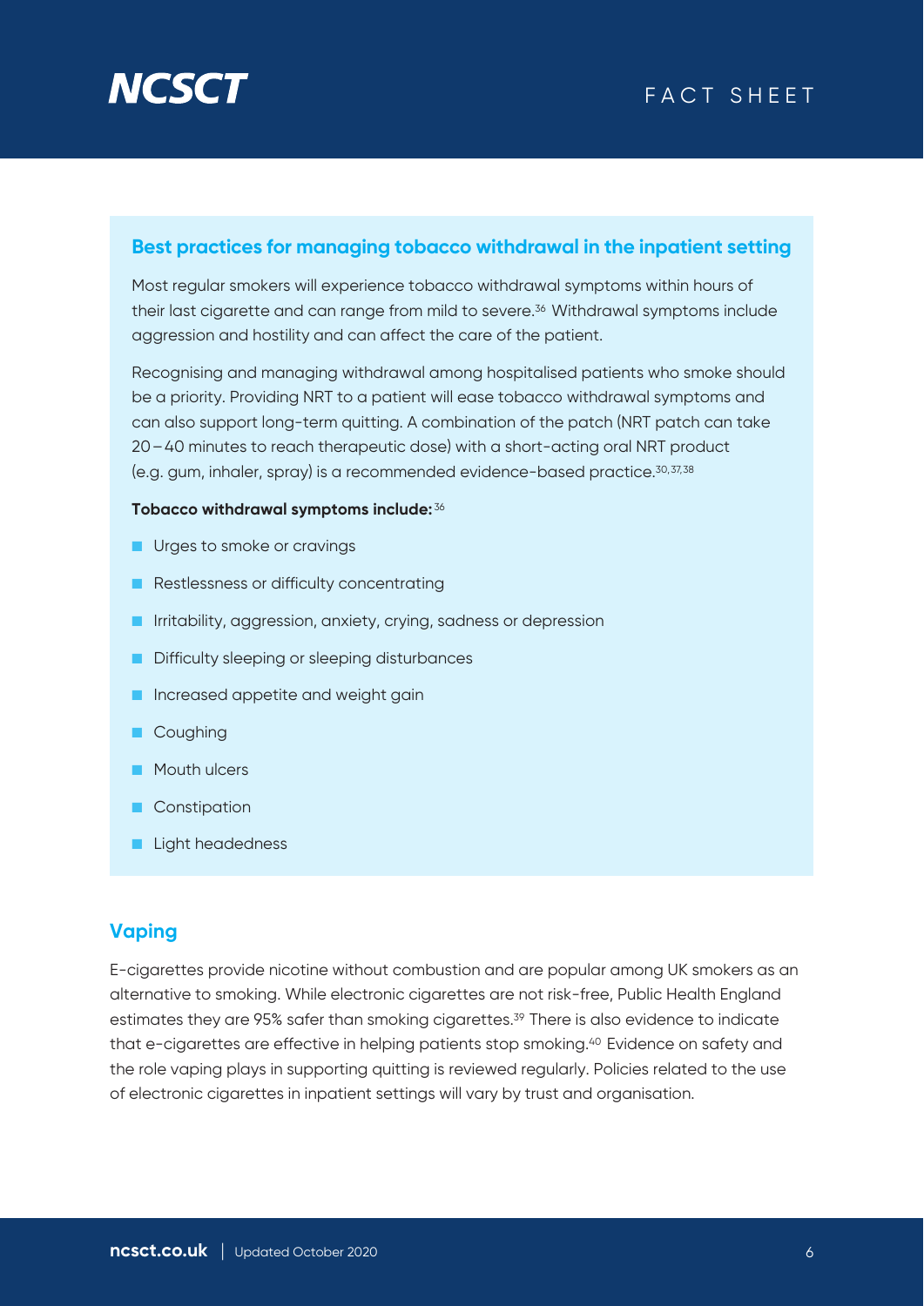## Best practices for managing tobacco withdrawal in the inpatient setting

Most regular smokers will experience tobacco withdrawal symptoms within hours of their last cigarette and can range from mild to severe.[36] Withdrawal symptoms include aggression and hostility and can affect the care of the patient.

Recognising and managing withdrawal among hospitalised patients who smoke should be a priority. Providing NRT to a patient will ease tobacco withdrawal symptoms and can also support long-term quitting. A combination of the patch (NRT patch can take 20–40 minutes to reach therapeutic dose) with a short-acting oral NRT product (e.g. gum, inhaler, spray) is a recommended evidence-based practice.[30,37,38]

**Tobacco withdrawal symptoms include:**[36]

- Urges to smoke or cravings
- Restlessness or difficulty concentrating
- Irritability, aggression, anxiety, crying, sadness or depression
- Difficulty sleeping or sleeping disturbances
- Increased appetite and weight gain
- Coughing
- Mouth ulcers
- Constipation
- Light headedness

## Vaping

E-cigarettes provide nicotine without combustion and are popular among UK smokers as an alternative to smoking. While electronic cigarettes are not risk-free, Public Health England estimates they are 95% safer than smoking cigarettes.[39] There is also evidence to indicate that e-cigarettes are effective in helping patients stop smoking.[40] Evidence on safety and the role vaping plays in supporting quitting is reviewed regularly. Policies related to the use of electronic cigarettes in inpatient settings will vary by trust and organisation.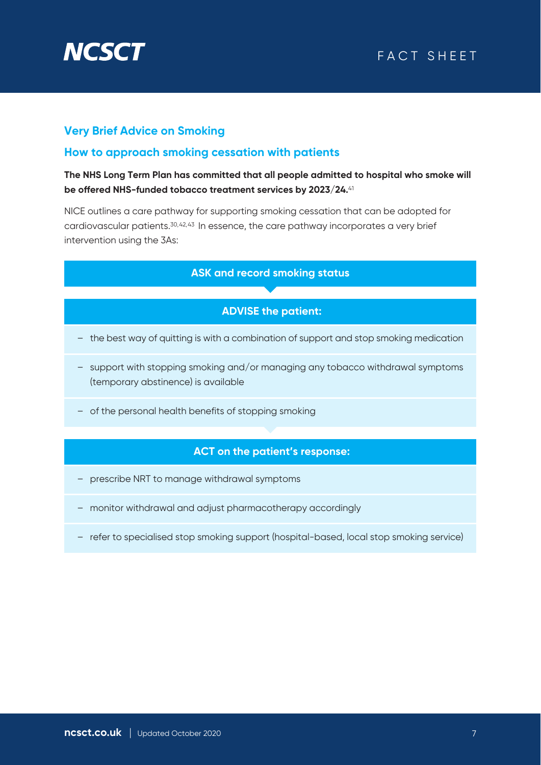## Very Brief Advice on Smoking

### How to approach smoking cessation with patients

**The NHS Long Term Plan has committed that all people admitted to hospital who smoke will be offered NHS-funded tobacco treatment services by 2023/24.**[41]

NICE outlines a care pathway for supporting smoking cessation that can be adopted for cardiovascular patients.[30,42,43] In essence, the care pathway incorporates a very brief intervention using the 3As:

**ASK and record smoking status**

**ADVISE the patient:**

- the best way of quitting is with a combination of support and stop smoking medication
- support with stopping smoking and/or managing any tobacco withdrawal symptoms (temporary abstinence) is available
- of the personal health benefits of stopping smoking

**ACT on the patient's response:**

- prescribe NRT to manage withdrawal symptoms
- monitor withdrawal and adjust pharmacotherapy accordingly
- refer to specialised stop smoking support (hospital-based, local stop smoking service)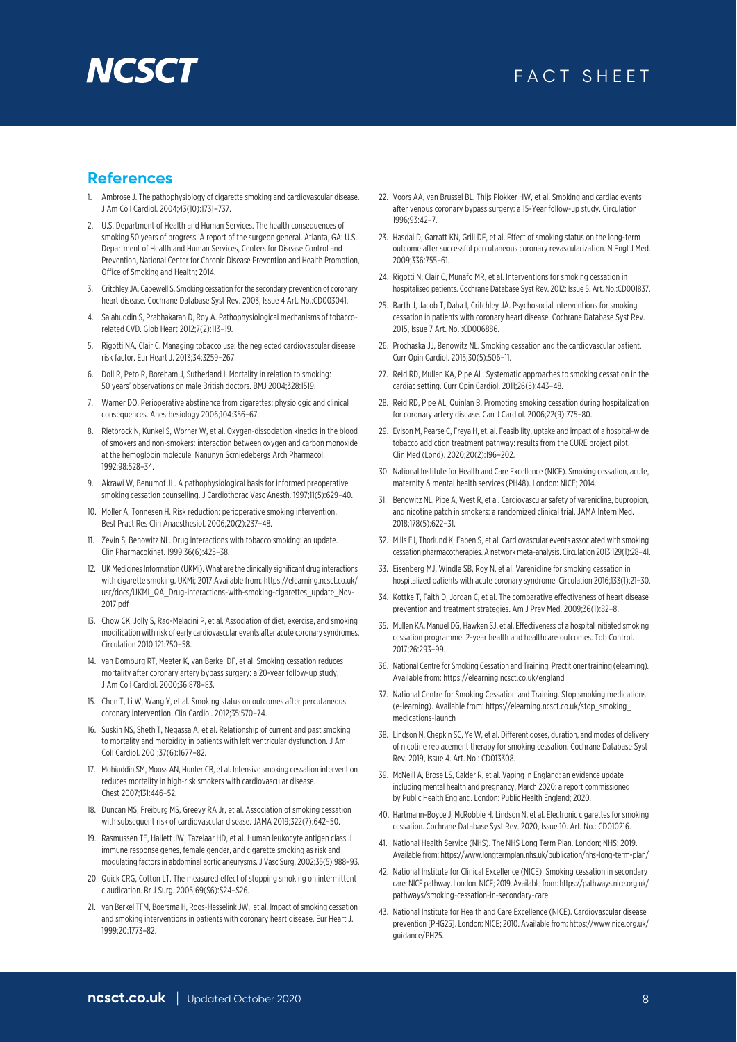## References

1. Ambrose J. The pathophysiology of cigarette smoking and cardiovascular disease. J Am Coll Cardiol. 2004;43(10):1731–737.
2. U.S. Department of Health and Human Services. The health consequences of smoking 50 years of progress. A report of the surgeon general. Atlanta, GA: U.S. Department of Health and Human Services, Centers for Disease Control and Prevention, National Center for Chronic Disease Prevention and Health Promotion, Office of Smoking and Health; 2014.
3. Critchley JA, Capewell S. Smoking cessation for the secondary prevention of coronary heart disease. Cochrane Database Syst Rev. 2003, Issue 4 Art. No.:CD003041.
4. Salahuddin S, Prabhakaran D, Roy A. Pathophysiological mechanisms of tobacco-related CVD. Glob Heart 2012;7(2):113–19.
5. Rigotti NA, Clair C. Managing tobacco use: the neglected cardiovascular disease risk factor. Eur Heart J. 2013;34:3259–267.
6. Doll R, Peto R, Boreham J, Sutherland I. Mortality in relation to smoking: 50 years' observations on male British doctors. BMJ 2004;328:1519.
7. Warner DO. Perioperative abstinence from cigarettes: physiologic and clinical consequences. Anesthesiology 2006;104:356–67.
8. Rietbrock N, Kunkel S, Worner W, et al. Oxygen-dissociation kinetics in the blood of smokers and non-smokers: interaction between oxygen and carbon monoxide at the hemoglobin molecule. Nanunyn Scmiedebergs Arch Pharmacol. 1992;98:528–34.
9. Akrawi W, Benumof JL. A pathophysiological basis for informed preoperative smoking cessation counselling. J Cardiothorac Vasc Anesth. 1997;11(5):629–40.
10. Moller A, Tonnesen H. Risk reduction: perioperative smoking intervention. Best Pract Res Clin Anaesthesiol. 2006;20(2):237–48.
11. Zevin S, Benowitz NL. Drug interactions with tobacco smoking: an update. Clin Pharmacokinet. 1999;36(6):425–38.
12. UK Medicines Information (UKMi). What are the clinically significant drug interactions with cigarette smoking. UKMi; 2017.Available from: https://elearning.ncsct.co.uk/usr/docs/UKMI_QA_Drug-interactions-with-smoking-cigarettes_update_Nov-2017.pdf
13. Chow CK, Jolly S, Rao-Melacini P, et al. Association of diet, exercise, and smoking modification with risk of early cardiovascular events after acute coronary syndromes. Circulation 2010;121:750–58.
14. van Domburg RT, Meeter K, van Berkel DF, et al. Smoking cessation reduces mortality after coronary artery bypass surgery: a 20-year follow-up study. J Am Coll Cardiol. 2000;36:878–83.
15. Chen T, Li W, Wang Y, et al. Smoking status on outcomes after percutaneous coronary intervention. Clin Cardiol. 2012;35:570–74.
16. Suskin NS, Sheth T, Negassa A, et al. Relationship of current and past smoking to mortality and morbidity in patients with left ventricular dysfunction. J Am Coll Cardiol. 2001;37(6):1677–82.
17. Mohiuddin SM, Mooss AN, Hunter CB, et al. Intensive smoking cessation intervention reduces mortality in high-risk smokers with cardiovascular disease. Chest 2007;131:446–52.
18. Duncan MS, Freiburg MS, Greevy RA Jr, et al. Association of smoking cessation with subsequent risk of cardiovascular disease. JAMA 2019;322(7):642–50.
19. Rasmussen TE, Hallett JW, Tazelaar HD, et al. Human leukocyte antigen class II immune response genes, female gender, and cigarette smoking as risk and modulating factors in abdominal aortic aneurysms. J Vasc Surg. 2002;35(5):988–93.
20. Quick CRG, Cotton LT. The measured effect of stopping smoking on intermittent claudication. Br J Surg. 2005;69(S6):S24–S26.
21. van Berkel TFM, Boersma H, Roos-Hesselink JW, et al. Impact of smoking cessation and smoking interventions in patients with coronary heart disease. Eur Heart J. 1999;20:1773–82.
22. Voors AA, van Brussel BL, Thijs Plokker HW, et al. Smoking and cardiac events after venous coronary bypass surgery: a 15-Year follow-up study. Circulation 1996;93:42–7.
23. Hasdai D, Garratt KN, Grill DE, et al. Effect of smoking status on the long-term outcome after successful percutaneous coronary revascularization. N Engl J Med. 2009;336:755–61.
24. Rigotti N, Clair C, Munafo MR, et al. Interventions for smoking cessation in hospitalised patients. Cochrane Database Syst Rev. 2012; Issue 5. Art. No.:CD001837.
25. Barth J, Jacob T, Daha I, Critchley JA. Psychosocial interventions for smoking cessation in patients with coronary heart disease. Cochrane Database Syst Rev. 2015, Issue 7 Art. No. :CD006886.
26. Prochaska JJ, Benowitz NL. Smoking cessation and the cardiovascular patient. Curr Opin Cardiol. 2015;30(5):506–11.
27. Reid RD, Mullen KA, Pipe AL. Systematic approaches to smoking cessation in the cardiac setting. Curr Opin Cardiol. 2011;26(5):443–48.
28. Reid RD, Pipe AL, Quinlan B. Promoting smoking cessation during hospitalization for coronary artery disease. Can J Cardiol. 2006;22(9):775–80.
29. Evison M, Pearse C, Freya H, et. al. Feasibility, uptake and impact of a hospital-wide tobacco addiction treatment pathway: results from the CURE project pilot. Clin Med (Lond). 2020;20(2):196–202.
30. National Institute for Health and Care Excellence (NICE). Smoking cessation, acute, maternity & mental health services (PH48). London: NICE; 2014.
31. Benowitz NL, Pipe A, West R, et al. Cardiovascular safety of varenicline, bupropion, and nicotine patch in smokers: a randomized clinical trial. JAMA Intern Med. 2018;178(5):622–31.
32. Mills EJ, Thorlund K, Eapen S, et al. Cardiovascular events associated with smoking cessation pharmacotherapies. A network meta-analysis. Circulation 2013;129(1):28–41.
33. Eisenberg MJ, Windle SB, Roy N, et al. Varenicline for smoking cessation in hospitalized patients with acute coronary syndrome. Circulation 2016;133(1):21–30.
34. Kottke T, Faith D, Jordan C, et al. The comparative effectiveness of heart disease prevention and treatment strategies. Am J Prev Med. 2009;36(1):82–8.
35. Mullen KA, Manuel DG, Hawken SJ, et al. Effectiveness of a hospital initiated smoking cessation programme: 2-year health and healthcare outcomes. Tob Control. 2017;26:293–99.
36. National Centre for Smoking Cessation and Training. Practitioner training (elearning). Available from: https://elearning.ncsct.co.uk/england
37. National Centre for Smoking Cessation and Training. Stop smoking medications (e-learning). Available from: https://elearning.ncsct.co.uk/stop_smoking_medications-launch
38. Lindson N, Chepkin SC, Ye W, et al. Different doses, duration, and modes of delivery of nicotine replacement therapy for smoking cessation. Cochrane Database Syst Rev. 2019, Issue 4. Art. No.: CD013308.
39. McNeill A, Brose LS, Calder R, et al. Vaping in England: an evidence update including mental health and pregnancy, March 2020: a report commissioned by Public Health England. London: Public Health England; 2020.
40. Hartmann-Boyce J, McRobbie H, Lindson N, et al. Electronic cigarettes for smoking cessation. Cochrane Database Syst Rev. 2020, Issue 10. Art. No.: CD010216.
41. National Health Service (NHS). The NHS Long Term Plan. London; NHS; 2019. Available from: https://www.longtermplan.nhs.uk/publication/nhs-long-term-plan/
42. National Institute for Clinical Excellence (NICE). Smoking cessation in secondary care: NICE pathway. London: NICE; 2019. Available from: https://pathways.nice.org.uk/pathways/smoking-cessation-in-secondary-care
43. National Institute for Health and Care Excellence (NICE). Cardiovascular disease prevention [PHG25]. London: NICE; 2010. Available from: https://www.nice.org.uk/guidance/PH25.